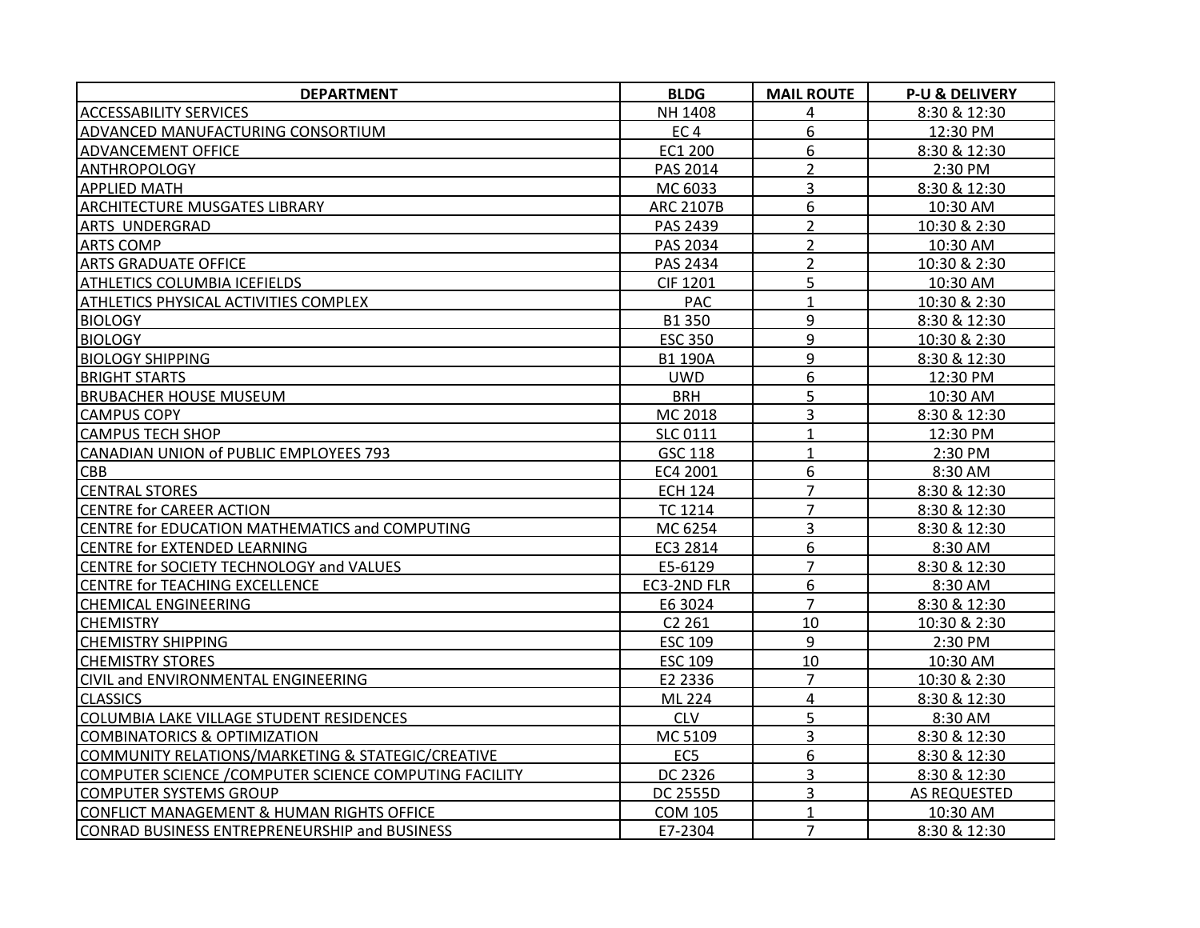| DEPARTMENT | BLDG | MAIL ROUTE | P-U & DELIVERY |
|---|---|---|---|
| ACCESSABILITY SERVICES | NH 1408 | 4 | 8:30 & 12:30 |
| ADVANCED MANUFACTURING CONSORTIUM | EC 4 | 6 | 12:30 PM |
| ADVANCEMENT OFFICE | EC1 200 | 6 | 8:30 & 12:30 |
| ANTHROPOLOGY | PAS 2014 | 2 | 2:30 PM |
| APPLIED MATH | MC 6033 | 3 | 8:30 & 12:30 |
| ARCHITECTURE MUSGATES LIBRARY | ARC 2107B | 6 | 10:30 AM |
| ARTS UNDERGRAD | PAS 2439 | 2 | 10:30 & 2:30 |
| ARTS COMP | PAS 2034 | 2 | 10:30 AM |
| ARTS GRADUATE OFFICE | PAS 2434 | 2 | 10:30 & 2:30 |
| ATHLETICS COLUMBIA ICEFIELDS | CIF 1201 | 5 | 10:30 AM |
| ATHLETICS PHYSICAL ACTIVITIES COMPLEX | PAC | 1 | 10:30 & 2:30 |
| BIOLOGY | B1 350 | 9 | 8:30 & 12:30 |
| BIOLOGY | ESC 350 | 9 | 10:30 & 2:30 |
| BIOLOGY SHIPPING | B1 190A | 9 | 8:30 & 12:30 |
| BRIGHT STARTS | UWD | 6 | 12:30 PM |
| BRUBACHER HOUSE MUSEUM | BRH | 5 | 10:30 AM |
| CAMPUS COPY | MC 2018 | 3 | 8:30 & 12:30 |
| CAMPUS TECH SHOP | SLC 0111 | 1 | 12:30 PM |
| CANADIAN UNION of PUBLIC EMPLOYEES 793 | GSC 118 | 1 | 2:30 PM |
| CBB | EC4 2001 | 6 | 8:30 AM |
| CENTRAL STORES | ECH 124 | 7 | 8:30 & 12:30 |
| CENTRE for CAREER ACTION | TC 1214 | 7 | 8:30 & 12:30 |
| CENTRE for EDUCATION MATHEMATICS and COMPUTING | MC 6254 | 3 | 8:30 & 12:30 |
| CENTRE for EXTENDED LEARNING | EC3 2814 | 6 | 8:30 AM |
| CENTRE for SOCIETY TECHNOLOGY and VALUES | E5-6129 | 7 | 8:30 & 12:30 |
| CENTRE for TEACHING EXCELLENCE | EC3-2ND FLR | 6 | 8:30 AM |
| CHEMICAL ENGINEERING | E6 3024 | 7 | 8:30 & 12:30 |
| CHEMISTRY | C2 261 | 10 | 10:30 & 2:30 |
| CHEMISTRY SHIPPING | ESC 109 | 9 | 2:30 PM |
| CHEMISTRY STORES | ESC 109 | 10 | 10:30 AM |
| CIVIL and ENVIRONMENTAL ENGINEERING | E2 2336 | 7 | 10:30 & 2:30 |
| CLASSICS | ML 224 | 4 | 8:30 & 12:30 |
| COLUMBIA LAKE VILLAGE STUDENT RESIDENCES | CLV | 5 | 8:30 AM |
| COMBINATORICS & OPTIMIZATION | MC 5109 | 3 | 8:30 & 12:30 |
| COMMUNITY RELATIONS/MARKETING & STATEGIC/CREATIVE | EC5 | 6 | 8:30 & 12:30 |
| COMPUTER SCIENCE /COMPUTER SCIENCE COMPUTING FACILITY | DC 2326 | 3 | 8:30 & 12:30 |
| COMPUTER SYSTEMS GROUP | DC 2555D | 3 | AS REQUESTED |
| CONFLICT MANAGEMENT & HUMAN RIGHTS OFFICE | COM 105 | 1 | 10:30 AM |
| CONRAD BUSINESS ENTREPRENEURSHIP and BUSINESS | E7-2304 | 7 | 8:30 & 12:30 |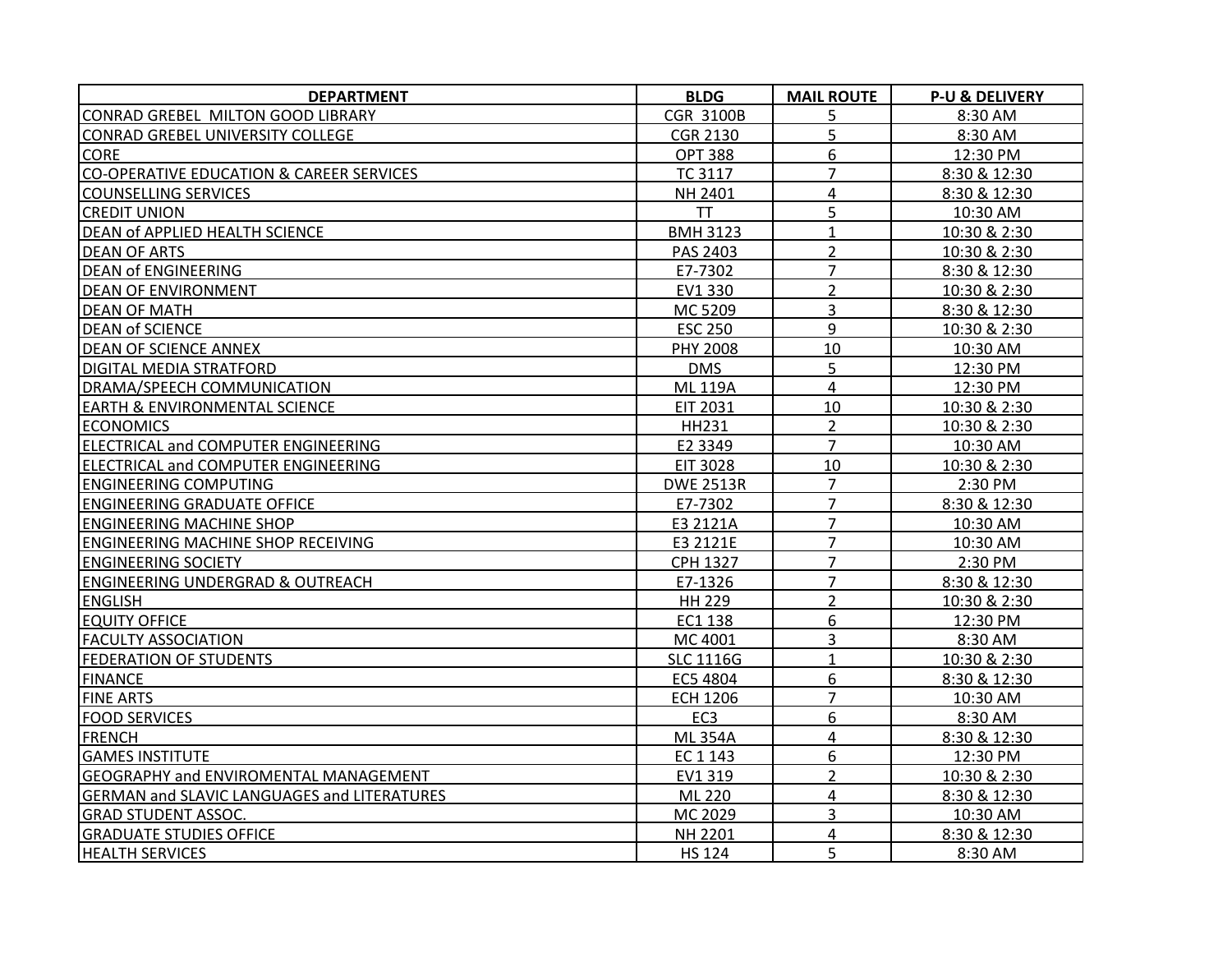| DEPARTMENT | BLDG | MAIL ROUTE | P-U & DELIVERY |
|---|---|---|---|
| CONRAD GREBEL MILTON GOOD LIBRARY | CGR 3100B | 5 | 8:30 AM |
| CONRAD GREBEL UNIVERSITY COLLEGE | CGR 2130 | 5 | 8:30 AM |
| CORE | OPT 388 | 6 | 12:30 PM |
| CO-OPERATIVE EDUCATION & CAREER SERVICES | TC 3117 | 7 | 8:30 & 12:30 |
| COUNSELLING SERVICES | NH 2401 | 4 | 8:30 & 12:30 |
| CREDIT UNION | TT | 5 | 10:30 AM |
| DEAN of APPLIED HEALTH SCIENCE | BMH 3123 | 1 | 10:30 & 2:30 |
| DEAN OF ARTS | PAS 2403 | 2 | 10:30 & 2:30 |
| DEAN of ENGINEERING | E7-7302 | 7 | 8:30 & 12:30 |
| DEAN OF ENVIRONMENT | EV1 330 | 2 | 10:30 & 2:30 |
| DEAN OF MATH | MC 5209 | 3 | 8:30 & 12:30 |
| DEAN of SCIENCE | ESC 250 | 9 | 10:30 & 2:30 |
| DEAN OF SCIENCE ANNEX | PHY 2008 | 10 | 10:30 AM |
| DIGITAL MEDIA STRATFORD | DMS | 5 | 12:30 PM |
| DRAMA/SPEECH COMMUNICATION | ML 119A | 4 | 12:30 PM |
| EARTH & ENVIRONMENTAL SCIENCE | EIT 2031 | 10 | 10:30 & 2:30 |
| ECONOMICS | HH231 | 2 | 10:30 & 2:30 |
| ELECTRICAL and COMPUTER ENGINEERING | E2 3349 | 7 | 10:30 AM |
| ELECTRICAL and COMPUTER ENGINEERING | EIT 3028 | 10 | 10:30 & 2:30 |
| ENGINEERING COMPUTING | DWE 2513R | 7 | 2:30 PM |
| ENGINEERING GRADUATE OFFICE | E7-7302 | 7 | 8:30 & 12:30 |
| ENGINEERING MACHINE SHOP | E3 2121A | 7 | 10:30 AM |
| ENGINEERING MACHINE SHOP RECEIVING | E3 2121E | 7 | 10:30 AM |
| ENGINEERING SOCIETY | CPH 1327 | 7 | 2:30 PM |
| ENGINEERING UNDERGRAD & OUTREACH | E7-1326 | 7 | 8:30 & 12:30 |
| ENGLISH | HH 229 | 2 | 10:30 & 2:30 |
| EQUITY OFFICE | EC1 138 | 6 | 12:30 PM |
| FACULTY ASSOCIATION | MC 4001 | 3 | 8:30 AM |
| FEDERATION OF STUDENTS | SLC 1116G | 1 | 10:30 & 2:30 |
| FINANCE | EC5 4804 | 6 | 8:30 & 12:30 |
| FINE ARTS | ECH 1206 | 7 | 10:30 AM |
| FOOD SERVICES | EC3 | 6 | 8:30 AM |
| FRENCH | ML 354A | 4 | 8:30 & 12:30 |
| GAMES INSTITUTE | EC 1 143 | 6 | 12:30 PM |
| GEOGRAPHY and ENVIROMENTAL MANAGEMENT | EV1 319 | 2 | 10:30 & 2:30 |
| GERMAN and SLAVIC LANGUAGES and LITERATURES | ML 220 | 4 | 8:30 & 12:30 |
| GRAD STUDENT ASSOC. | MC 2029 | 3 | 10:30 AM |
| GRADUATE STUDIES OFFICE | NH 2201 | 4 | 8:30 & 12:30 |
| HEALTH SERVICES | HS 124 | 5 | 8:30 AM |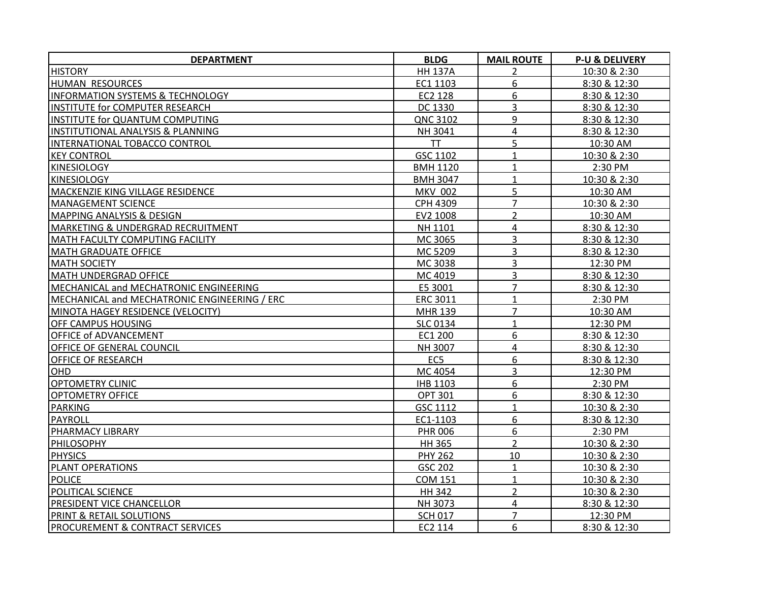| DEPARTMENT | BLDG | MAIL ROUTE | P-U & DELIVERY |
| --- | --- | --- | --- |
| HISTORY | HH 137A | 2 | 10:30 & 2:30 |
| HUMAN  RESOURCES | EC1 1103 | 6 | 8:30 & 12:30 |
| INFORMATION SYSTEMS & TECHNOLOGY | EC2 128 | 6 | 8:30 & 12:30 |
| INSTITUTE for COMPUTER RESEARCH | DC 1330 | 3 | 8:30 & 12:30 |
| INSTITUTE for QUANTUM COMPUTING | QNC 3102 | 9 | 8:30 & 12:30 |
| INSTITUTIONAL ANALYSIS & PLANNING | NH 3041 | 4 | 8:30 & 12:30 |
| INTERNATIONAL TOBACCO CONTROL | TT | 5 | 10:30 AM |
| KEY CONTROL | GSC 1102 | 1 | 10:30 & 2:30 |
| KINESIOLOGY | BMH 1120 | 1 | 2:30 PM |
| KINESIOLOGY | BMH 3047 | 1 | 10:30 & 2:30 |
| MACKENZIE KING VILLAGE RESIDENCE | MKV 002 | 5 | 10:30 AM |
| MANAGEMENT SCIENCE | CPH 4309 | 7 | 10:30 & 2:30 |
| MAPPING ANALYSIS & DESIGN | EV2 1008 | 2 | 10:30 AM |
| MARKETING & UNDERGRAD RECRUITMENT | NH 1101 | 4 | 8:30 & 12:30 |
| MATH FACULTY COMPUTING FACILITY | MC 3065 | 3 | 8:30 & 12:30 |
| MATH GRADUATE OFFICE | MC 5209 | 3 | 8:30 & 12:30 |
| MATH SOCIETY | MC 3038 | 3 | 12:30 PM |
| MATH UNDERGRAD OFFICE | MC 4019 | 3 | 8:30 & 12:30 |
| MECHANICAL and MECHATRONIC ENGINEERING | E5 3001 | 7 | 8:30 & 12:30 |
| MECHANICAL and MECHATRONIC ENGINEERING / ERC | ERC 3011 | 1 | 2:30 PM |
| MINOTA HAGEY RESIDENCE (VELOCITY) | MHR 139 | 7 | 10:30 AM |
| OFF CAMPUS HOUSING | SLC 0134 | 1 | 12:30 PM |
| OFFICE of ADVANCEMENT | EC1 200 | 6 | 8:30 & 12:30 |
| OFFICE OF GENERAL COUNCIL | NH 3007 | 4 | 8:30 & 12:30 |
| OFFICE OF RESEARCH | EC5 | 6 | 8:30 & 12:30 |
| OHD | MC 4054 | 3 | 12:30 PM |
| OPTOMETRY CLINIC | IHB 1103 | 6 | 2:30 PM |
| OPTOMETRY OFFICE | OPT 301 | 6 | 8:30 & 12:30 |
| PARKING | GSC 1112 | 1 | 10:30 & 2:30 |
| PAYROLL | EC1-1103 | 6 | 8:30 & 12:30 |
| PHARMACY LIBRARY | PHR 006 | 6 | 2:30 PM |
| PHILOSOPHY | HH 365 | 2 | 10:30 & 2:30 |
| PHYSICS | PHY 262 | 10 | 10:30 & 2:30 |
| PLANT OPERATIONS | GSC 202 | 1 | 10:30 & 2:30 |
| POLICE | COM 151 | 1 | 10:30 & 2:30 |
| POLITICAL SCIENCE | HH 342 | 2 | 10:30 & 2:30 |
| PRESIDENT VICE CHANCELLOR | NH 3073 | 4 | 8:30 & 12:30 |
| PRINT & RETAIL SOLUTIONS | SCH 017 | 7 | 12:30 PM |
| PROCUREMENT & CONTRACT SERVICES | EC2 114 | 6 | 8:30 & 12:30 |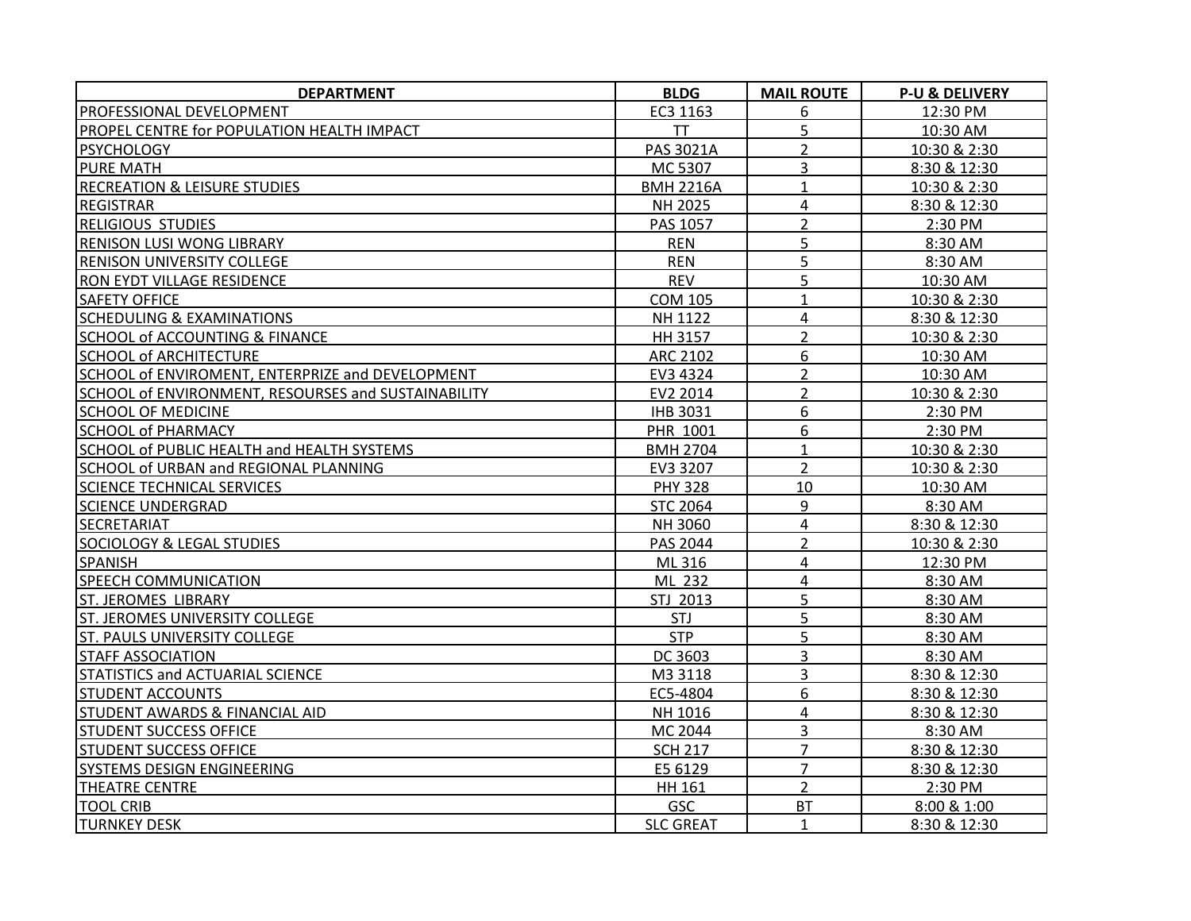| DEPARTMENT | BLDG | MAIL ROUTE | P-U & DELIVERY |
|---|---|---|---|
| PROFESSIONAL DEVELOPMENT | EC3 1163 | 6 | 12:30 PM |
| PROPEL CENTRE for POPULATION HEALTH IMPACT | TT | 5 | 10:30 AM |
| PSYCHOLOGY | PAS 3021A | 2 | 10:30 & 2:30 |
| PURE MATH | MC 5307 | 3 | 8:30 & 12:30 |
| RECREATION & LEISURE STUDIES | BMH 2216A | 1 | 10:30 & 2:30 |
| REGISTRAR | NH 2025 | 4 | 8:30 & 12:30 |
| RELIGIOUS STUDIES | PAS 1057 | 2 | 2:30 PM |
| RENISON LUSI WONG LIBRARY | REN | 5 | 8:30 AM |
| RENISON UNIVERSITY COLLEGE | REN | 5 | 8:30 AM |
| RON EYDT VILLAGE RESIDENCE | REV | 5 | 10:30 AM |
| SAFETY OFFICE | COM 105 | 1 | 10:30 & 2:30 |
| SCHEDULING & EXAMINATIONS | NH 1122 | 4 | 8:30 & 12:30 |
| SCHOOL of ACCOUNTING & FINANCE | HH 3157 | 2 | 10:30 & 2:30 |
| SCHOOL of ARCHITECTURE | ARC 2102 | 6 | 10:30 AM |
| SCHOOL of ENVIROMENT, ENTERPRIZE and DEVELOPMENT | EV3 4324 | 2 | 10:30 AM |
| SCHOOL of ENVIRONMENT, RESOURSES and SUSTAINABILITY | EV2 2014 | 2 | 10:30 & 2:30 |
| SCHOOL OF MEDICINE | IHB 3031 | 6 | 2:30 PM |
| SCHOOL of PHARMACY | PHR 1001 | 6 | 2:30 PM |
| SCHOOL of PUBLIC HEALTH and HEALTH SYSTEMS | BMH 2704 | 1 | 10:30 & 2:30 |
| SCHOOL of URBAN and REGIONAL PLANNING | EV3 3207 | 2 | 10:30 & 2:30 |
| SCIENCE TECHNICAL SERVICES | PHY 328 | 10 | 10:30 AM |
| SCIENCE UNDERGRAD | STC 2064 | 9 | 8:30 AM |
| SECRETARIAT | NH 3060 | 4 | 8:30 & 12:30 |
| SOCIOLOGY & LEGAL STUDIES | PAS 2044 | 2 | 10:30 & 2:30 |
| SPANISH | ML 316 | 4 | 12:30 PM |
| SPEECH COMMUNICATION | ML 232 | 4 | 8:30 AM |
| ST. JEROMES LIBRARY | STJ 2013 | 5 | 8:30 AM |
| ST. JEROMES UNIVERSITY COLLEGE | STJ | 5 | 8:30 AM |
| ST. PAULS UNIVERSITY COLLEGE | STP | 5 | 8:30 AM |
| STAFF ASSOCIATION | DC 3603 | 3 | 8:30 AM |
| STATISTICS and ACTUARIAL SCIENCE | M3 3118 | 3 | 8:30 & 12:30 |
| STUDENT ACCOUNTS | EC5-4804 | 6 | 8:30 & 12:30 |
| STUDENT AWARDS & FINANCIAL AID | NH 1016 | 4 | 8:30 & 12:30 |
| STUDENT SUCCESS OFFICE | MC 2044 | 3 | 8:30 AM |
| STUDENT SUCCESS OFFICE | SCH 217 | 7 | 8:30 & 12:30 |
| SYSTEMS DESIGN ENGINEERING | E5 6129 | 7 | 8:30 & 12:30 |
| THEATRE CENTRE | HH 161 | 2 | 2:30 PM |
| TOOL CRIB | GSC | BT | 8:00 & 1:00 |
| TURNKEY DESK | SLC GREAT | 1 | 8:30 & 12:30 |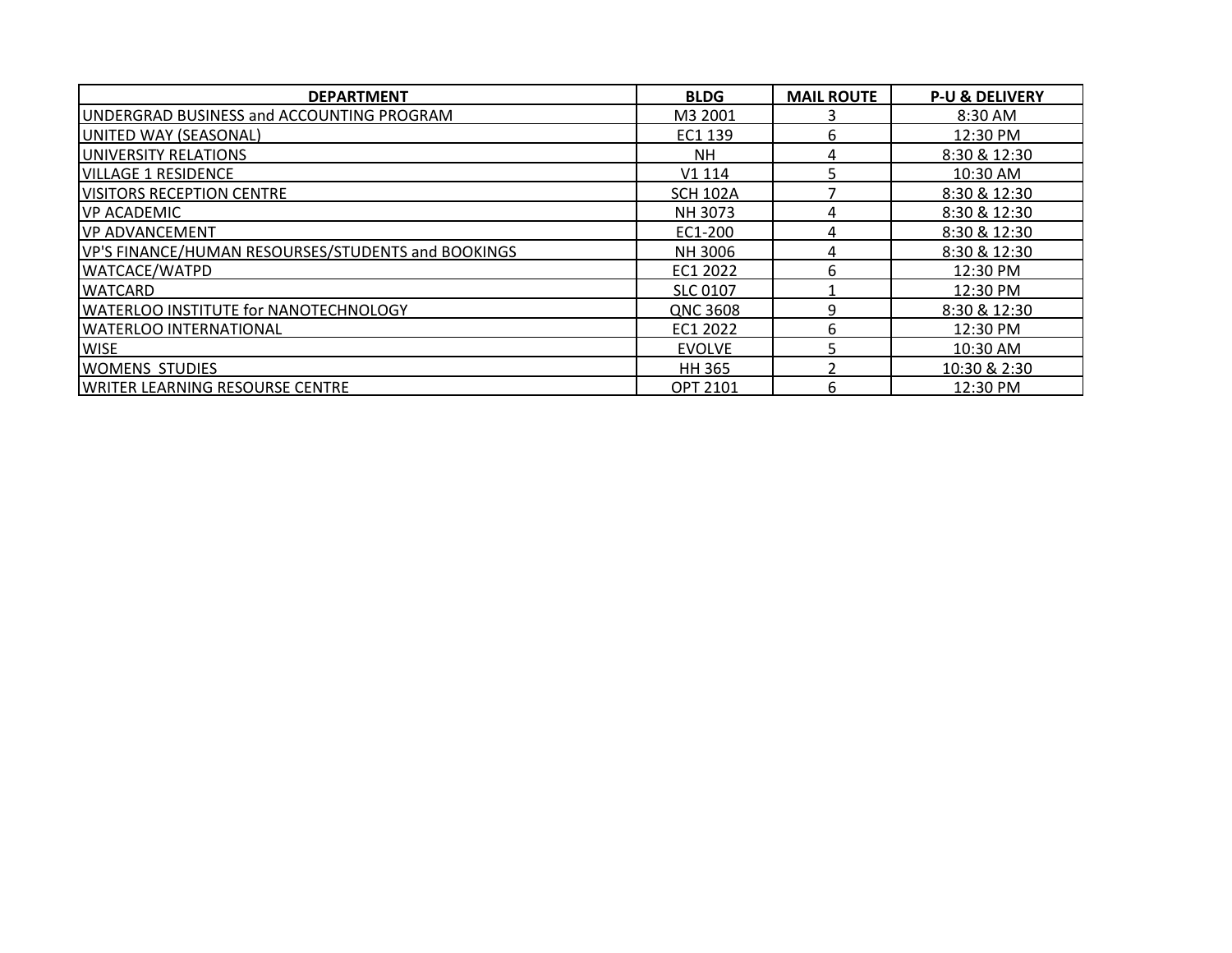| DEPARTMENT | BLDG | MAIL ROUTE | P-U & DELIVERY |
| --- | --- | --- | --- |
| UNDERGRAD BUSINESS and ACCOUNTING PROGRAM | M3 2001 | 3 | 8:30 AM |
| UNITED WAY (SEASONAL) | EC1 139 | 6 | 12:30 PM |
| UNIVERSITY RELATIONS | NH | 4 | 8:30 & 12:30 |
| VILLAGE 1 RESIDENCE | V1 114 | 5 | 10:30 AM |
| VISITORS RECEPTION CENTRE | SCH 102A | 7 | 8:30 & 12:30 |
| VP ACADEMIC | NH 3073 | 4 | 8:30 & 12:30 |
| VP ADVANCEMENT | EC1-200 | 4 | 8:30 & 12:30 |
| VP'S FINANCE/HUMAN RESOURSES/STUDENTS and BOOKINGS | NH 3006 | 4 | 8:30 & 12:30 |
| WATCACE/WATPD | EC1 2022 | 6 | 12:30 PM |
| WATCARD | SLC 0107 | 1 | 12:30 PM |
| WATERLOO INSTITUTE for NANOTECHNOLOGY | QNC 3608 | 9 | 8:30 & 12:30 |
| WATERLOO INTERNATIONAL | EC1 2022 | 6 | 12:30 PM |
| WISE | EVOLVE | 5 | 10:30 AM |
| WOMENS STUDIES | HH 365 | 2 | 10:30 & 2:30 |
| WRITER LEARNING RESOURSE CENTRE | OPT 2101 | 6 | 12:30 PM |